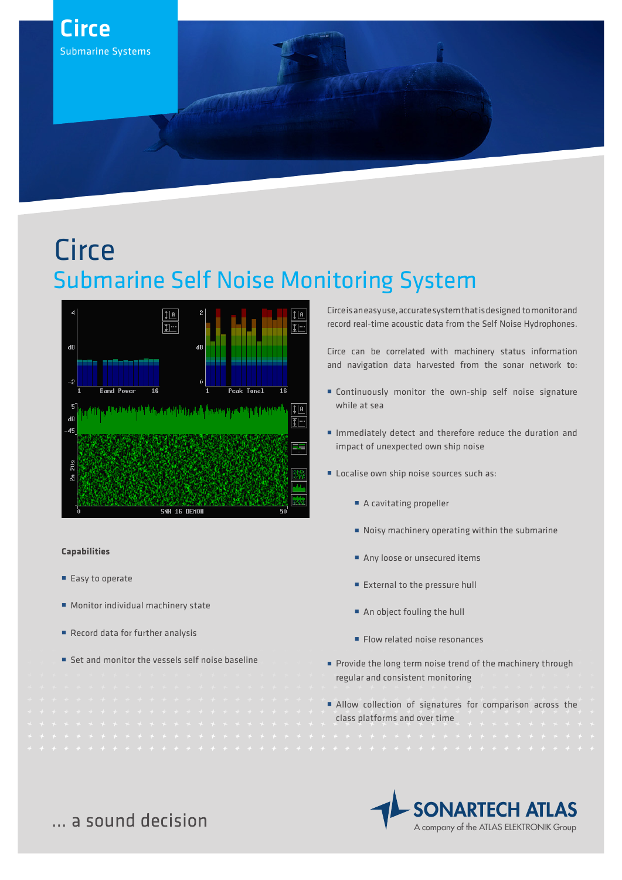Circe

Submarine Systems

# Circe

## Submarine Self Noise Monitoring System

4
dB
−2
1 Band Power 16

2
dB
0
1 Peak Tonal 16

5
dB
−45
2m 20s
0 SNH 16 DEMON 50

Circe is an easy use, accurate system that is designed to monitor and record real-time acoustic data from the Self Noise Hydrophones.

Circe can be correlated with machinery status information and navigation data harvested from the sonar network to:

- Continuously monitor the own-ship self noise signature while at sea
- Immediately detect and therefore reduce the duration and impact of unexpected own ship noise
- Localise own ship noise sources such as:
  - A cavitating propeller
  - Noisy machinery operating within the submarine
  - Any loose or unsecured items
  - External to the pressure hull
  - An object fouling the hull
  - Flow related noise resonances
- Provide the long term noise trend of the machinery through regular and consistent monitoring
- Allow collection of signatures for comparison across the class platforms and over time

**Capabilities**

- Easy to operate
- Monitor individual machinery state
- Record data for further analysis
- Set and monitor the vessels self noise baseline

... a sound decision

SONARTECH ATLAS
A company of the ATLAS ELEKTRONIK Group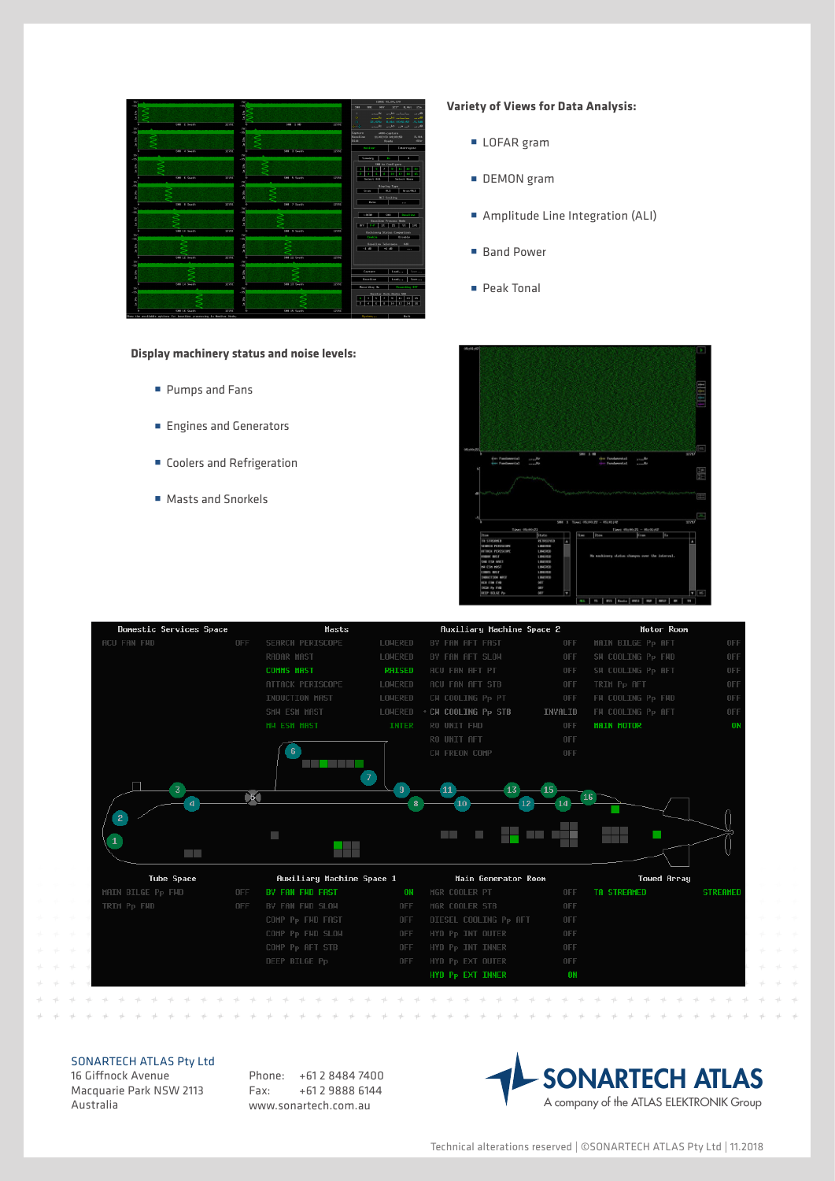**Variety of Views for Data Analysis:**

- LOFAR gram
- DEMON gram
- Amplitude Line Integration (ALI)
- Band Power
- Peak Tonal

**Display machinery status and noise levels:**

- Pumps and Fans
- Engines and Generators
- Coolers and Refrigeration
- Masts and Snorkels

SONARTECH ATLAS Pty Ltd
16 Giffnock Avenue
Macquarie Park NSW 2113
Australia

Phone: +61 2 8484 7400
Fax: +61 2 9888 6144
www.sonartech.com.au

SONARTECH ATLAS
A company of the ATLAS ELEKTRONIK Group

Technical alterations reserved | ©SONARTECH ATLAS Pty Ltd | 11.2018